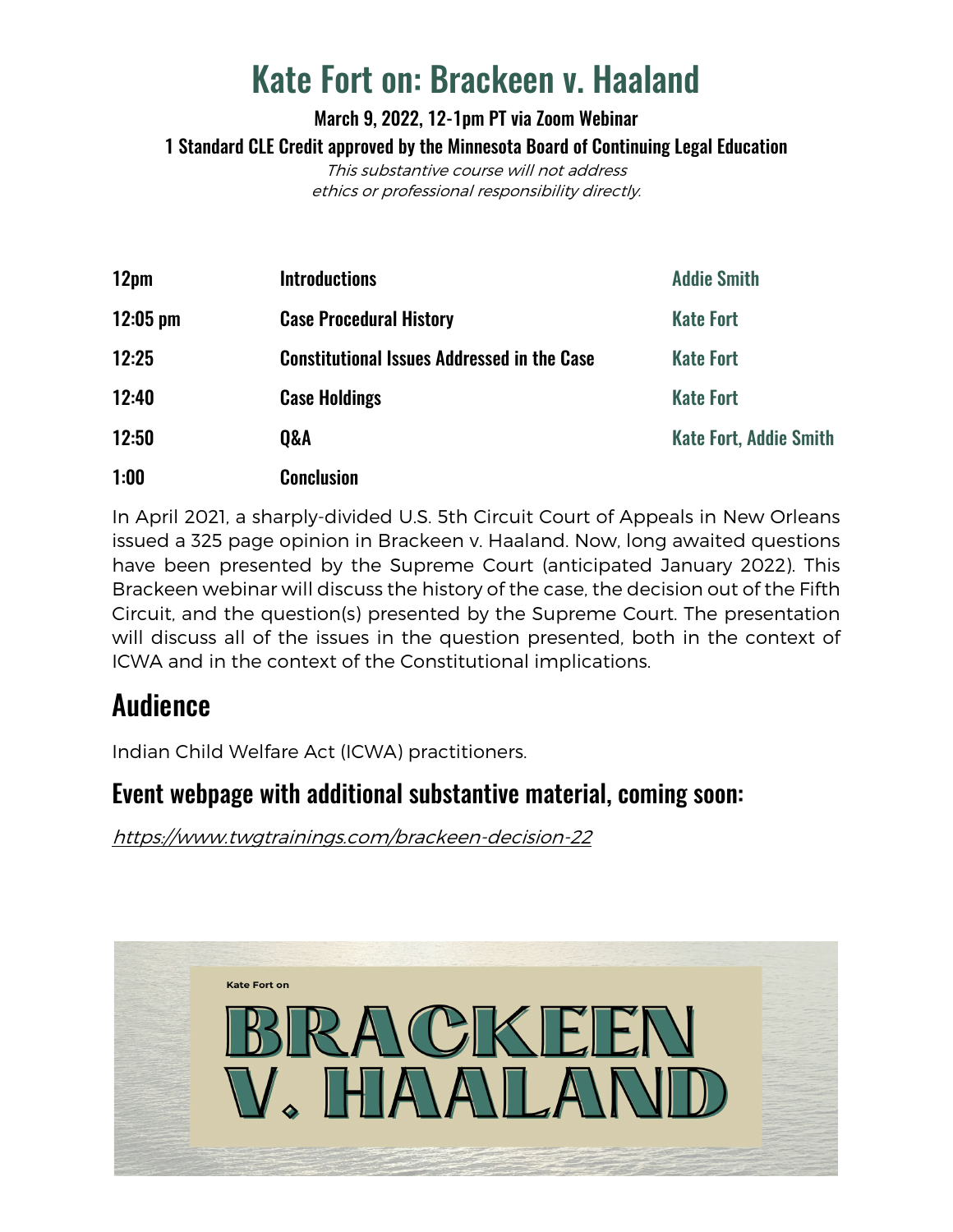# Kate Fort on: Brackeen v. Haaland

**March 9, 2022, 12-1pm PT via Zoom Webinar**

**1 Standard CLE Credit approved by the Minnesota Board of Continuing Legal Education**

*This substantive course will not address ethics or professional responsibility directly.*

| | | |
|---|---|---|
| **12pm** | **Introductions** | **Addie Smith** |
| **12:05 pm** | **Case Procedural History** | **Kate Fort** |
| **12:25** | **Constitutional Issues Addressed in the Case** | **Kate Fort** |
| **12:40** | **Case Holdings** | **Kate Fort** |
| **12:50** | **Q&A** | **Kate Fort, Addie Smith** |
| **1:00** | **Conclusion** | |

In April 2021, a sharply-divided U.S. 5th Circuit Court of Appeals in New Orleans issued a 325 page opinion in Brackeen v. Haaland. Now, long awaited questions have been presented by the Supreme Court (anticipated January 2022). This Brackeen webinar will discuss the history of the case, the decision out of the Fifth Circuit, and the question(s) presented by the Supreme Court. The presentation will discuss all of the issues in the question presented, both in the context of ICWA and in the context of the Constitutional implications.

## Audience

Indian Child Welfare Act (ICWA) practitioners.

### Event webpage with additional substantive material, coming soon:

*https://www.twgtrainings.com/brackeen-decision-22*

Kate Fort on

BRACKEEN V. HAALAND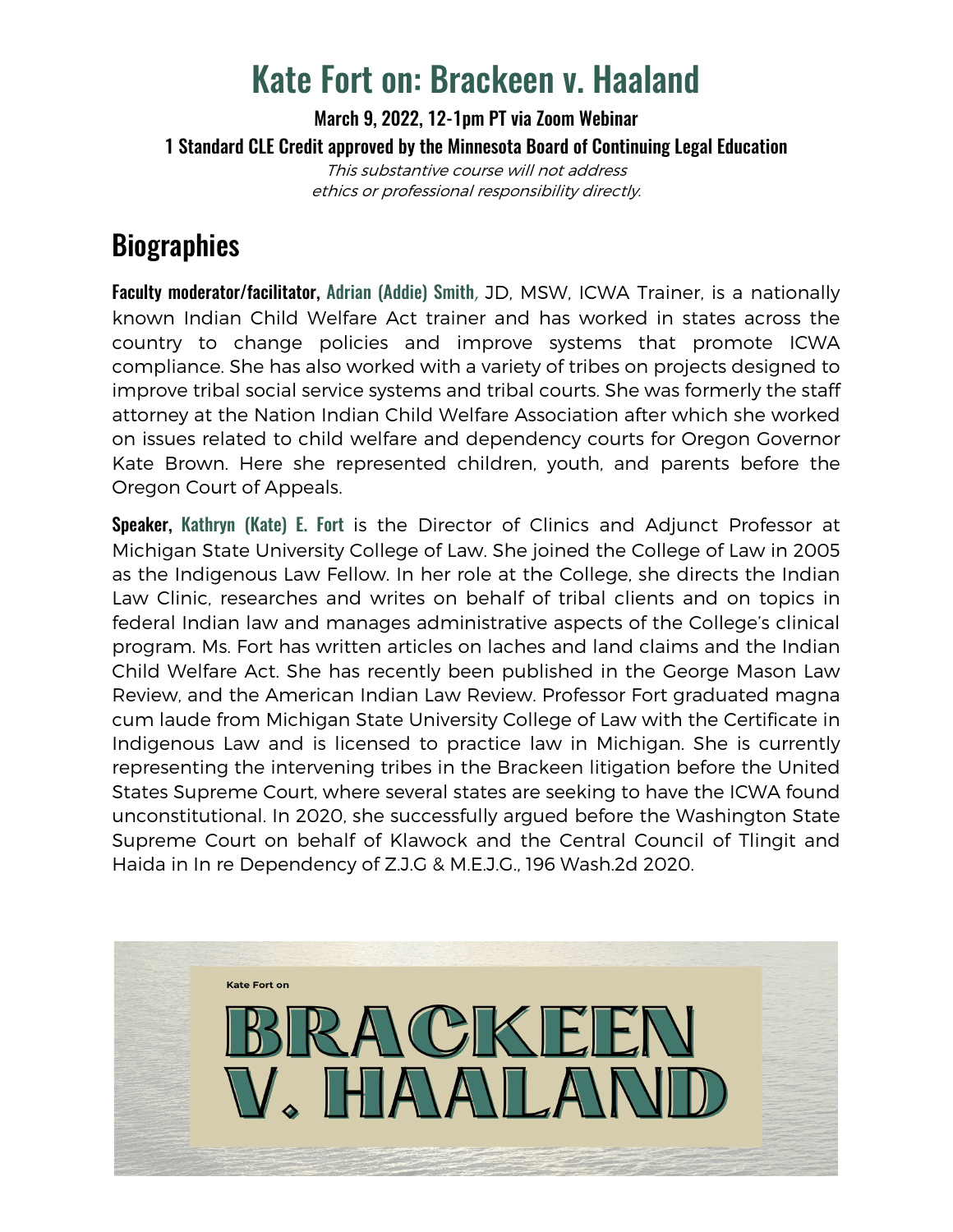# Kate Fort on: Brackeen v. Haaland

**March 9, 2022, 12-1pm PT via Zoom Webinar**

**1 Standard CLE Credit approved by the Minnesota Board of Continuing Legal Education**

*This substantive course will not address ethics or professional responsibility directly.*

## Biographies

**Faculty moderator/facilitator, Adrian (Addie) Smith,** JD, MSW, ICWA Trainer, is a nationally known Indian Child Welfare Act trainer and has worked in states across the country to change policies and improve systems that promote ICWA compliance. She has also worked with a variety of tribes on projects designed to improve tribal social service systems and tribal courts. She was formerly the staff attorney at the Nation Indian Child Welfare Association after which she worked on issues related to child welfare and dependency courts for Oregon Governor Kate Brown. Here she represented children, youth, and parents before the Oregon Court of Appeals.

**Speaker, Kathryn (Kate) E. Fort** is the Director of Clinics and Adjunct Professor at Michigan State University College of Law. She joined the College of Law in 2005 as the Indigenous Law Fellow. In her role at the College, she directs the Indian Law Clinic, researches and writes on behalf of tribal clients and on topics in federal Indian law and manages administrative aspects of the College's clinical program. Ms. Fort has written articles on laches and land claims and the Indian Child Welfare Act. She has recently been published in the George Mason Law Review, and the American Indian Law Review. Professor Fort graduated magna cum laude from Michigan State University College of Law with the Certificate in Indigenous Law and is licensed to practice law in Michigan. She is currently representing the intervening tribes in the Brackeen litigation before the United States Supreme Court, where several states are seeking to have the ICWA found unconstitutional. In 2020, she successfully argued before the Washington State Supreme Court on behalf of Klawock and the Central Council of Tlingit and Haida in In re Dependency of Z.J.G & M.E.J.G., 196 Wash.2d 2020.

Kate Fort on

BRACKEEN V. HAALAND